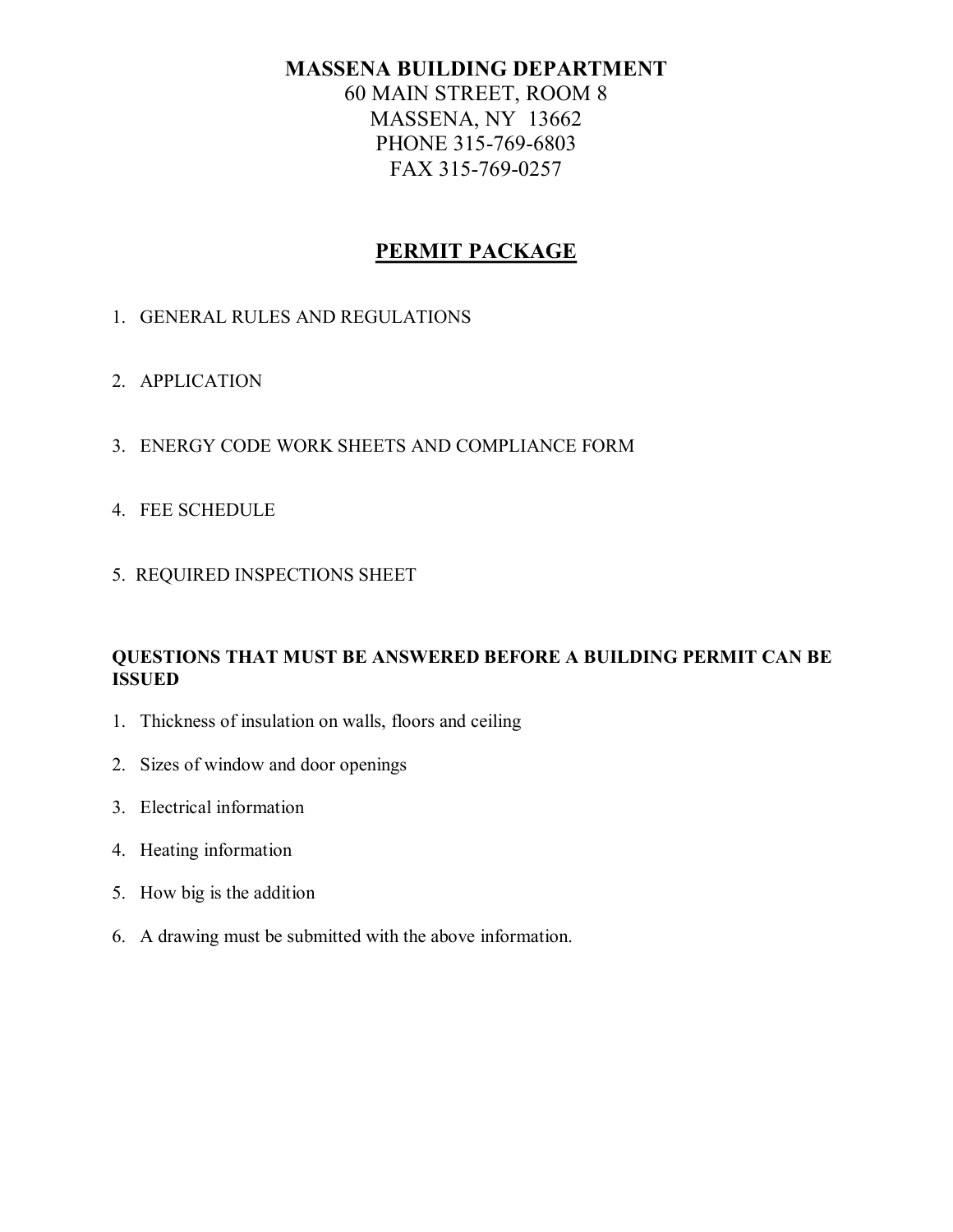# MASSENA BUILDING DEPARTMENT

60 MAIN STREET, ROOM 8
MASSENA, NY 13662
PHONE 315-769-6803
FAX 315-769-0257

## PERMIT PACKAGE

1. GENERAL RULES AND REGULATIONS
2. APPLICATION
3. ENERGY CODE WORK SHEETS AND COMPLIANCE FORM
4. FEE SCHEDULE
5. REQUIRED INSPECTIONS SHEET

**QUESTIONS THAT MUST BE ANSWERED BEFORE A BUILDING PERMIT CAN BE ISSUED**

1. Thickness of insulation on walls, floors and ceiling
2. Sizes of window and door openings
3. Electrical information
4. Heating information
5. How big is the addition
6. A drawing must be submitted with the above information.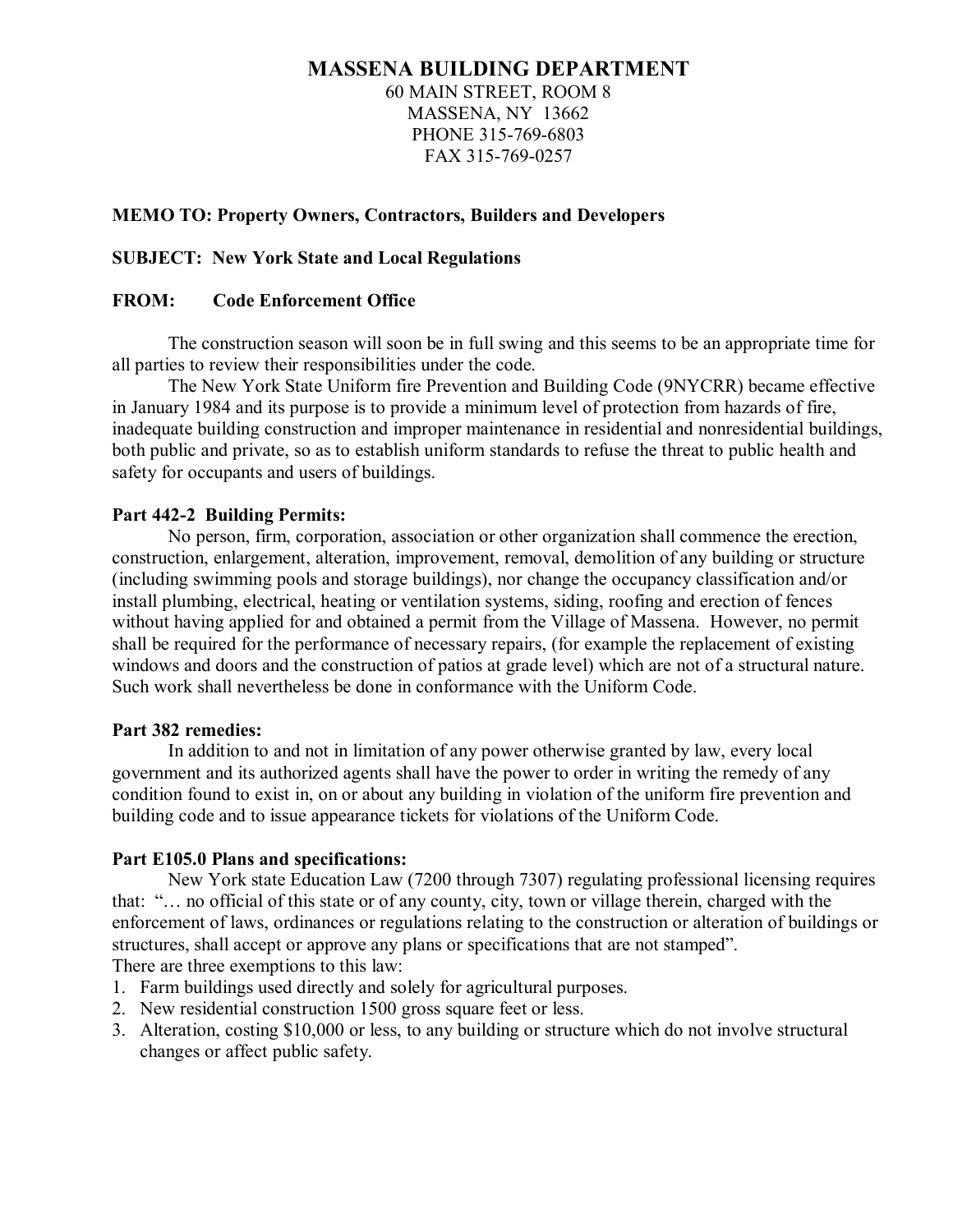# MASSENA BUILDING DEPARTMENT

60 MAIN STREET, ROOM 8
MASSENA, NY 13662
PHONE 315-769-6803
FAX 315-769-0257

**MEMO TO: Property Owners, Contractors, Builders and Developers**

**SUBJECT: New York State and Local Regulations**

**FROM: Code Enforcement Office**

The construction season will soon be in full swing and this seems to be an appropriate time for all parties to review their responsibilities under the code.

The New York State Uniform fire Prevention and Building Code (9NYCRR) became effective in January 1984 and its purpose is to provide a minimum level of protection from hazards of fire, inadequate building construction and improper maintenance in residential and nonresidential buildings, both public and private, so as to establish uniform standards to refuse the threat to public health and safety for occupants and users of buildings.

**Part 442-2 Building Permits:**

No person, firm, corporation, association or other organization shall commence the erection, construction, enlargement, alteration, improvement, removal, demolition of any building or structure (including swimming pools and storage buildings), nor change the occupancy classification and/or install plumbing, electrical, heating or ventilation systems, siding, roofing and erection of fences without having applied for and obtained a permit from the Village of Massena. However, no permit shall be required for the performance of necessary repairs, (for example the replacement of existing windows and doors and the construction of patios at grade level) which are not of a structural nature. Such work shall nevertheless be done in conformance with the Uniform Code.

**Part 382 remedies:**

In addition to and not in limitation of any power otherwise granted by law, every local government and its authorized agents shall have the power to order in writing the remedy of any condition found to exist in, on or about any building in violation of the uniform fire prevention and building code and to issue appearance tickets for violations of the Uniform Code.

**Part E105.0 Plans and specifications:**

New York state Education Law (7200 through 7307) regulating professional licensing requires that: "… no official of this state or of any county, city, town or village therein, charged with the enforcement of laws, ordinances or regulations relating to the construction or alteration of buildings or structures, shall accept or approve any plans or specifications that are not stamped".

There are three exemptions to this law:

1. Farm buildings used directly and solely for agricultural purposes.
2. New residential construction 1500 gross square feet or less.
3. Alteration, costing $10,000 or less, to any building or structure which do not involve structural changes or affect public safety.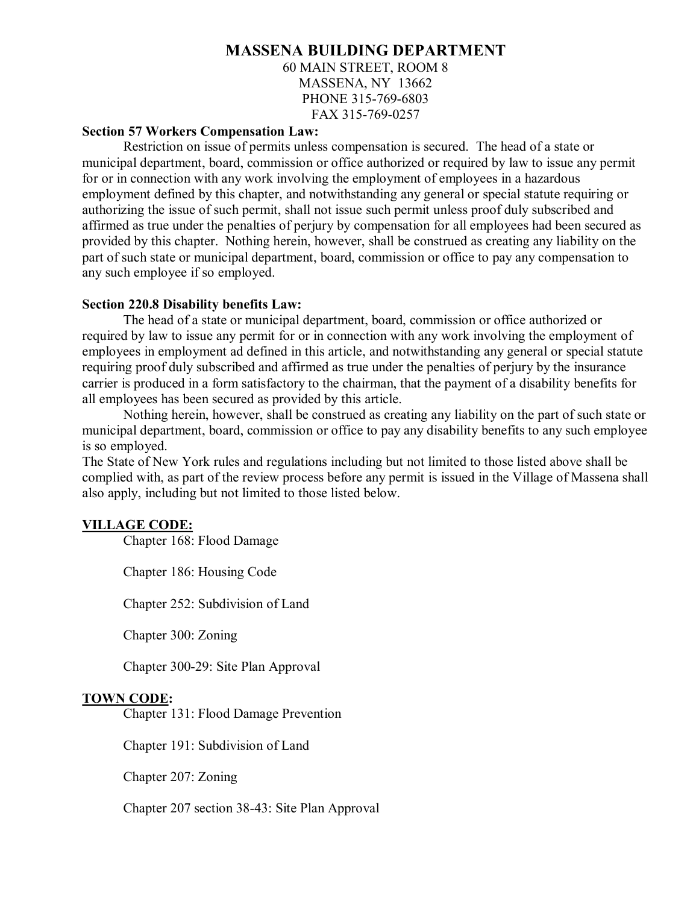# MASSENA BUILDING DEPARTMENT

60 MAIN STREET, ROOM 8
MASSENA, NY 13662
PHONE 315-769-6803
FAX 315-769-0257

**Section 57 Workers Compensation Law:**

Restriction on issue of permits unless compensation is secured. The head of a state or municipal department, board, commission or office authorized or required by law to issue any permit for or in connection with any work involving the employment of employees in a hazardous employment defined by this chapter, and notwithstanding any general or special statute requiring or authorizing the issue of such permit, shall not issue such permit unless proof duly subscribed and affirmed as true under the penalties of perjury by compensation for all employees had been secured as provided by this chapter. Nothing herein, however, shall be construed as creating any liability on the part of such state or municipal department, board, commission or office to pay any compensation to any such employee if so employed.

**Section 220.8 Disability benefits Law:**

The head of a state or municipal department, board, commission or office authorized or required by law to issue any permit for or in connection with any work involving the employment of employees in employment ad defined in this article, and notwithstanding any general or special statute requiring proof duly subscribed and affirmed as true under the penalties of perjury by the insurance carrier is produced in a form satisfactory to the chairman, that the payment of a disability benefits for all employees has been secured as provided by this article.

Nothing herein, however, shall be construed as creating any liability on the part of such state or municipal department, board, commission or office to pay any disability benefits to any such employee is so employed.

The State of New York rules and regulations including but not limited to those listed above shall be complied with, as part of the review process before any permit is issued in the Village of Massena shall also apply, including but not limited to those listed below.

**VILLAGE CODE:**

Chapter 168: Flood Damage

Chapter 186: Housing Code

Chapter 252: Subdivision of Land

Chapter 300: Zoning

Chapter 300-29: Site Plan Approval

**TOWN CODE:**

Chapter 131: Flood Damage Prevention

Chapter 191: Subdivision of Land

Chapter 207: Zoning

Chapter 207 section 38-43: Site Plan Approval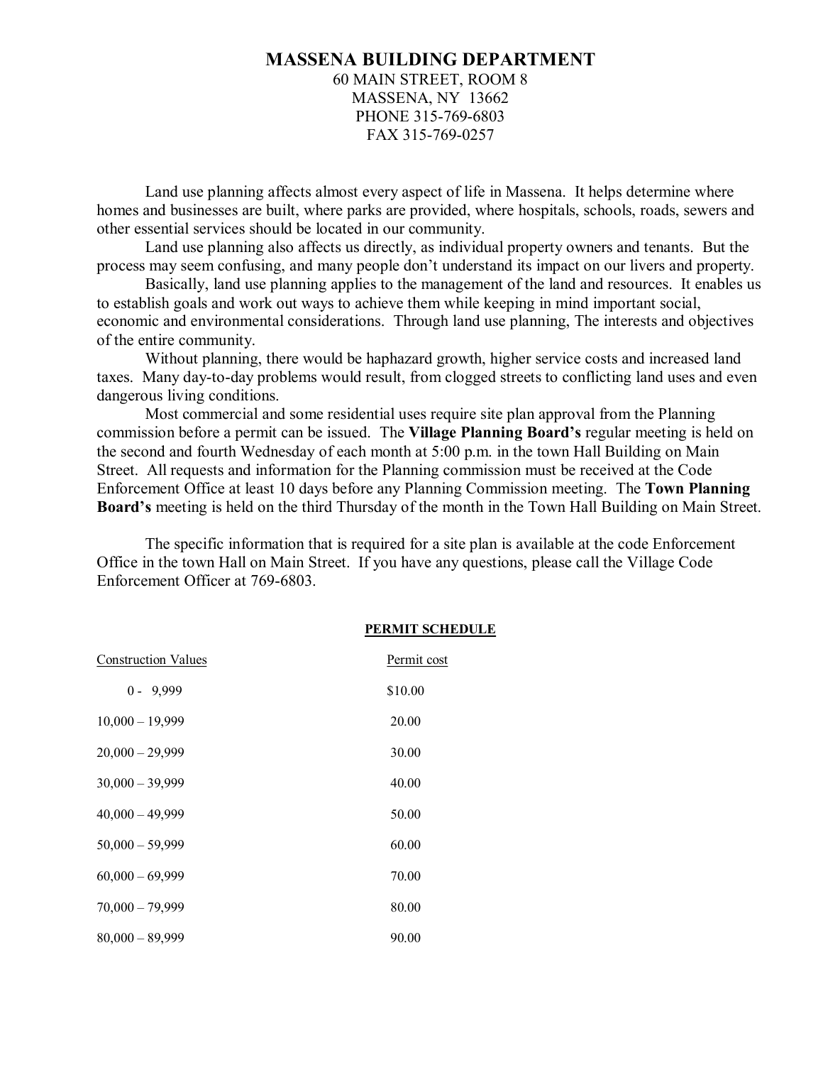# MASSENA BUILDING DEPARTMENT

60 MAIN STREET, ROOM 8
MASSENA, NY 13662
PHONE 315-769-6803
FAX 315-769-0257

Land use planning affects almost every aspect of life in Massena. It helps determine where homes and businesses are built, where parks are provided, where hospitals, schools, roads, sewers and other essential services should be located in our community.

Land use planning also affects us directly, as individual property owners and tenants. But the process may seem confusing, and many people don't understand its impact on our livers and property.

Basically, land use planning applies to the management of the land and resources. It enables us to establish goals and work out ways to achieve them while keeping in mind important social, economic and environmental considerations. Through land use planning, The interests and objectives of the entire community.

Without planning, there would be haphazard growth, higher service costs and increased land taxes. Many day-to-day problems would result, from clogged streets to conflicting land uses and even dangerous living conditions.

Most commercial and some residential uses require site plan approval from the Planning commission before a permit can be issued. The **Village Planning Board's** regular meeting is held on the second and fourth Wednesday of each month at 5:00 p.m. in the town Hall Building on Main Street. All requests and information for the Planning commission must be received at the Code Enforcement Office at least 10 days before any Planning Commission meeting. The **Town Planning Board's** meeting is held on the third Thursday of the month in the Town Hall Building on Main Street.

The specific information that is required for a site plan is available at the code Enforcement Office in the town Hall on Main Street. If you have any questions, please call the Village Code Enforcement Officer at 769-6803.

**PERMIT SCHEDULE**

| Construction Values | Permit cost |
|---|---|
| 0 - 9,999 | $10.00 |
| 10,000 – 19,999 | 20.00 |
| 20,000 – 29,999 | 30.00 |
| 30,000 – 39,999 | 40.00 |
| 40,000 – 49,999 | 50.00 |
| 50,000 – 59,999 | 60.00 |
| 60,000 – 69,999 | 70.00 |
| 70,000 – 79,999 | 80.00 |
| 80,000 – 89,999 | 90.00 |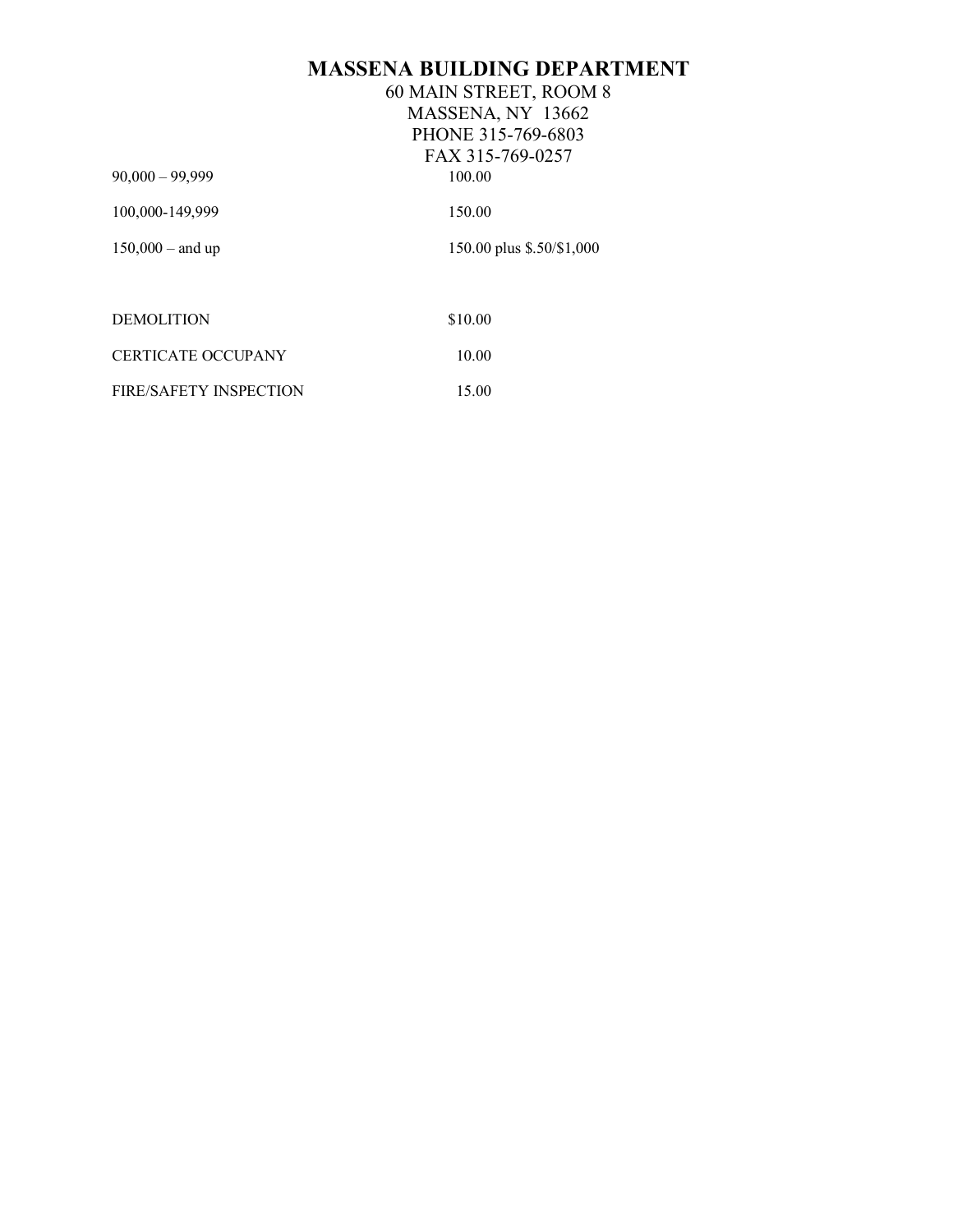# MASSENA BUILDING DEPARTMENT

60 MAIN STREET, ROOM 8
MASSENA, NY 13662
PHONE 315-769-6803
FAX 315-769-0257

| | |
|---|---|
| 90,000 – 99,999 | 100.00 |
| 100,000-149,999 | 150.00 |
| 150,000 – and up | 150.00 plus $.50/$1,000 |

| | |
|---|---|
| DEMOLITION | $10.00 |
| CERTICATE OCCUPANY | 10.00 |
| FIRE/SAFETY INSPECTION | 15.00 |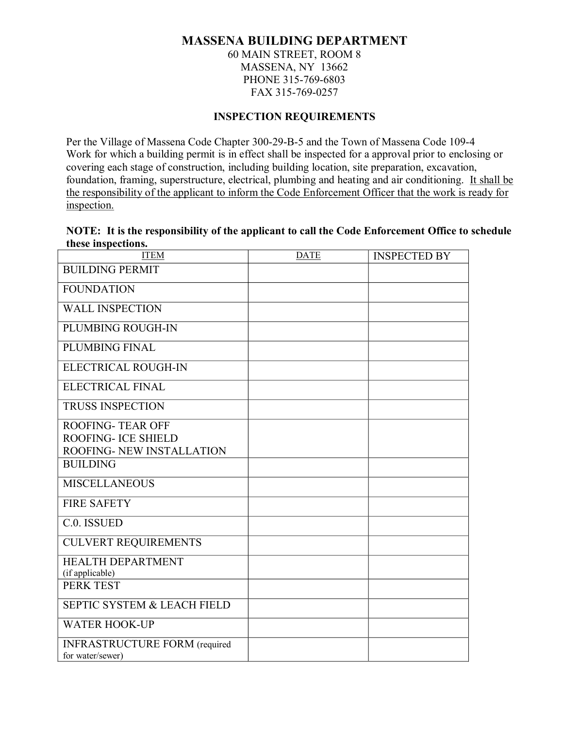# MASSENA BUILDING DEPARTMENT

60 MAIN STREET, ROOM 8
MASSENA, NY 13662
PHONE 315-769-6803
FAX 315-769-0257

## INSPECTION REQUIREMENTS

Per the Village of Massena Code Chapter 300-29-B-5 and the Town of Massena Code 109-4
Work for which a building permit is in effect shall be inspected for a approval prior to enclosing or covering each stage of construction, including building location, site preparation, excavation, foundation, framing, superstructure, electrical, plumbing and heating and air conditioning. It shall be the responsibility of the applicant to inform the Code Enforcement Officer that the work is ready for inspection.

**NOTE: It is the responsibility of the applicant to call the Code Enforcement Office to schedule these inspections.**

| ITEM | DATE | INSPECTED BY |
|---|---|---|
| BUILDING PERMIT | | |
| FOUNDATION | | |
| WALL INSPECTION | | |
| PLUMBING ROUGH-IN | | |
| PLUMBING FINAL | | |
| ELECTRICAL ROUGH-IN | | |
| ELECTRICAL FINAL | | |
| TRUSS INSPECTION | | |
| ROOFING- TEAR OFF<br>ROOFING- ICE SHIELD<br>ROOFING- NEW INSTALLATION | | |
| BUILDING | | |
| MISCELLANEOUS | | |
| FIRE SAFETY | | |
| C.0. ISSUED | | |
| CULVERT REQUIREMENTS | | |
| HEALTH DEPARTMENT (if applicable) | | |
| PERK TEST | | |
| SEPTIC SYSTEM & LEACH FIELD | | |
| WATER HOOK-UP | | |
| INFRASTRUCTURE FORM (required for water/sewer) | | |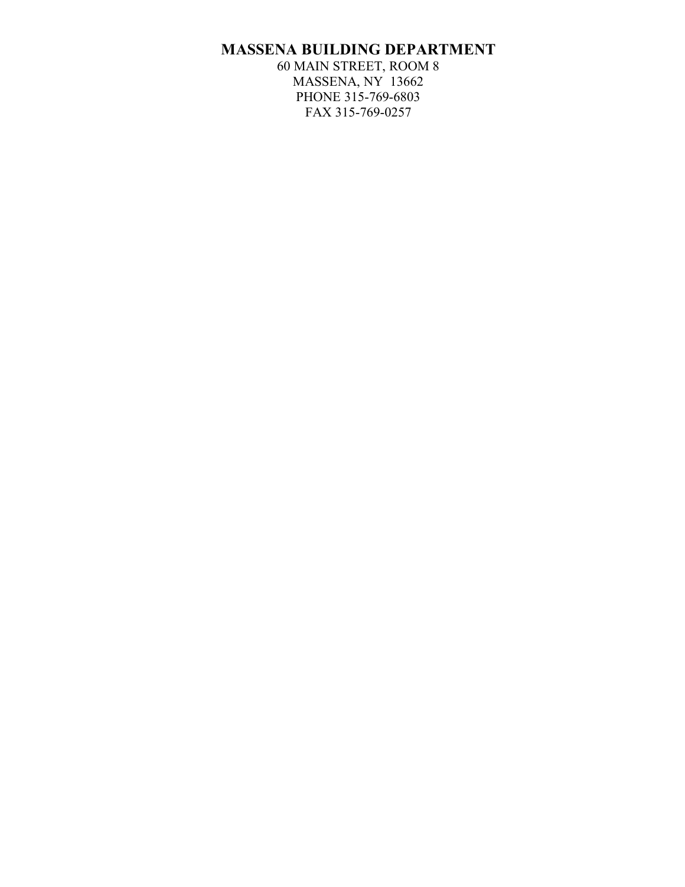**MASSENA BUILDING DEPARTMENT**

60 MAIN STREET, ROOM 8
MASSENA, NY 13662
PHONE 315-769-6803
FAX 315-769-0257